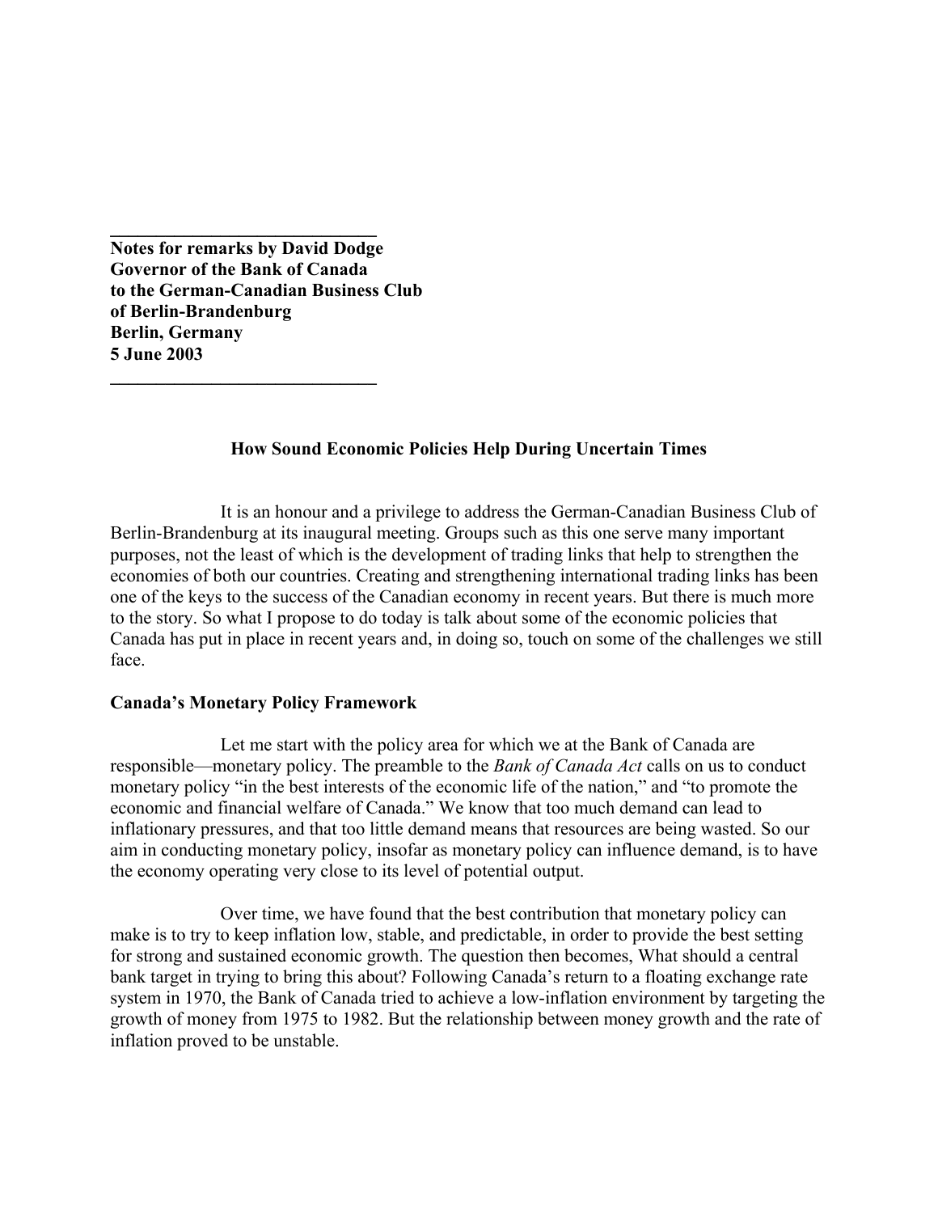**Notes for remarks by David Dodge**
**Governor of the Bank of Canada**
**to the German-Canadian Business Club**
**of Berlin-Brandenburg**
**Berlin, Germany**
**5 June 2003**

# How Sound Economic Policies Help During Uncertain Times

It is an honour and a privilege to address the German-Canadian Business Club of Berlin-Brandenburg at its inaugural meeting. Groups such as this one serve many important purposes, not the least of which is the development of trading links that help to strengthen the economies of both our countries. Creating and strengthening international trading links has been one of the keys to the success of the Canadian economy in recent years. But there is much more to the story. So what I propose to do today is talk about some of the economic policies that Canada has put in place in recent years and, in doing so, touch on some of the challenges we still face.

## Canada's Monetary Policy Framework

Let me start with the policy area for which we at the Bank of Canada are responsible—monetary policy. The preamble to the *Bank of Canada Act* calls on us to conduct monetary policy "in the best interests of the economic life of the nation," and "to promote the economic and financial welfare of Canada." We know that too much demand can lead to inflationary pressures, and that too little demand means that resources are being wasted. So our aim in conducting monetary policy, insofar as monetary policy can influence demand, is to have the economy operating very close to its level of potential output.

Over time, we have found that the best contribution that monetary policy can make is to try to keep inflation low, stable, and predictable, in order to provide the best setting for strong and sustained economic growth. The question then becomes, What should a central bank target in trying to bring this about? Following Canada's return to a floating exchange rate system in 1970, the Bank of Canada tried to achieve a low-inflation environment by targeting the growth of money from 1975 to 1982. But the relationship between money growth and the rate of inflation proved to be unstable.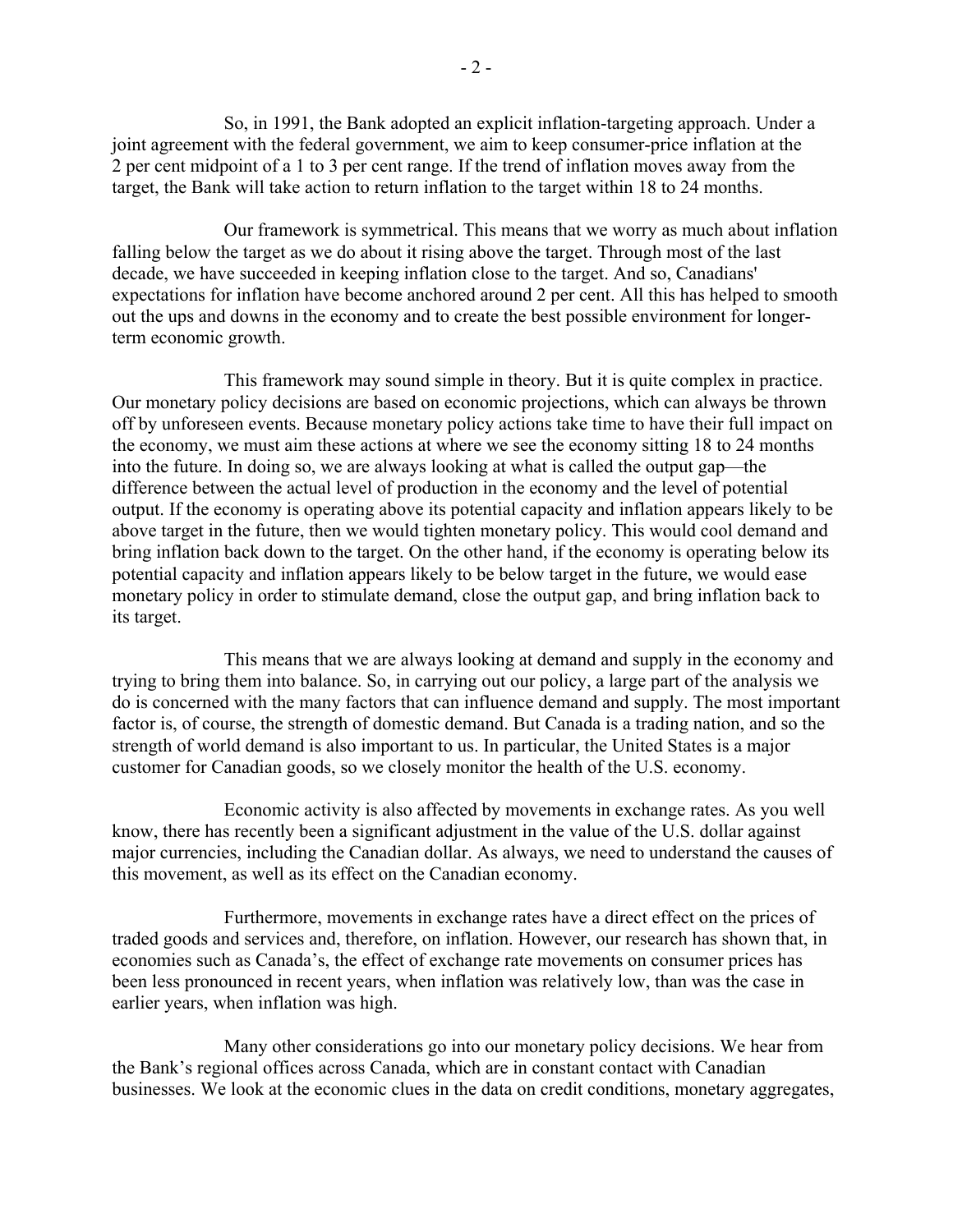So, in 1991, the Bank adopted an explicit inflation-targeting approach. Under a joint agreement with the federal government, we aim to keep consumer-price inflation at the 2 per cent midpoint of a 1 to 3 per cent range. If the trend of inflation moves away from the target, the Bank will take action to return inflation to the target within 18 to 24 months.

Our framework is symmetrical. This means that we worry as much about inflation falling below the target as we do about it rising above the target. Through most of the last decade, we have succeeded in keeping inflation close to the target. And so, Canadians' expectations for inflation have become anchored around 2 per cent. All this has helped to smooth out the ups and downs in the economy and to create the best possible environment for longer-term economic growth.

This framework may sound simple in theory. But it is quite complex in practice. Our monetary policy decisions are based on economic projections, which can always be thrown off by unforeseen events. Because monetary policy actions take time to have their full impact on the economy, we must aim these actions at where we see the economy sitting 18 to 24 months into the future. In doing so, we are always looking at what is called the output gap—the difference between the actual level of production in the economy and the level of potential output. If the economy is operating above its potential capacity and inflation appears likely to be above target in the future, then we would tighten monetary policy. This would cool demand and bring inflation back down to the target. On the other hand, if the economy is operating below its potential capacity and inflation appears likely to be below target in the future, we would ease monetary policy in order to stimulate demand, close the output gap, and bring inflation back to its target.

This means that we are always looking at demand and supply in the economy and trying to bring them into balance. So, in carrying out our policy, a large part of the analysis we do is concerned with the many factors that can influence demand and supply. The most important factor is, of course, the strength of domestic demand. But Canada is a trading nation, and so the strength of world demand is also important to us. In particular, the United States is a major customer for Canadian goods, so we closely monitor the health of the U.S. economy.

Economic activity is also affected by movements in exchange rates. As you well know, there has recently been a significant adjustment in the value of the U.S. dollar against major currencies, including the Canadian dollar. As always, we need to understand the causes of this movement, as well as its effect on the Canadian economy.

Furthermore, movements in exchange rates have a direct effect on the prices of traded goods and services and, therefore, on inflation. However, our research has shown that, in economies such as Canada's, the effect of exchange rate movements on consumer prices has been less pronounced in recent years, when inflation was relatively low, than was the case in earlier years, when inflation was high.

Many other considerations go into our monetary policy decisions. We hear from the Bank's regional offices across Canada, which are in constant contact with Canadian businesses. We look at the economic clues in the data on credit conditions, monetary aggregates,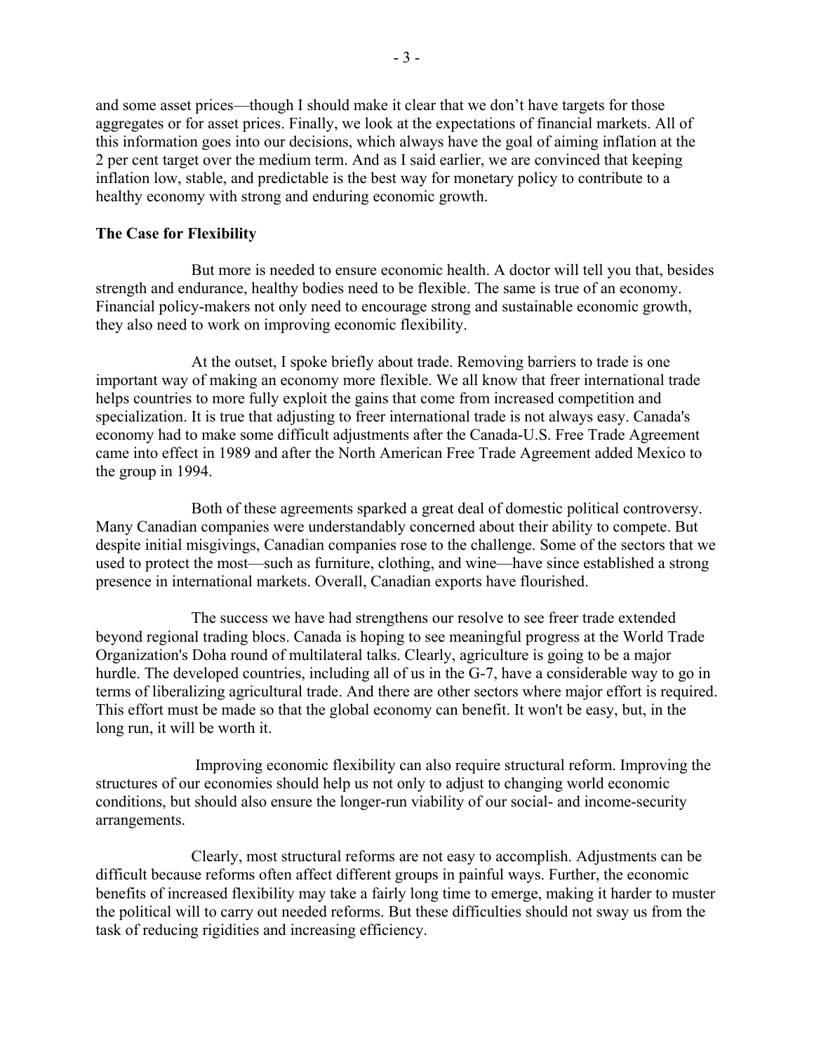and some asset prices—though I should make it clear that we don't have targets for those aggregates or for asset prices. Finally, we look at the expectations of financial markets. All of this information goes into our decisions, which always have the goal of aiming inflation at the 2 per cent target over the medium term. And as I said earlier, we are convinced that keeping inflation low, stable, and predictable is the best way for monetary policy to contribute to a healthy economy with strong and enduring economic growth.

**The Case for Flexibility**

But more is needed to ensure economic health. A doctor will tell you that, besides strength and endurance, healthy bodies need to be flexible. The same is true of an economy. Financial policy-makers not only need to encourage strong and sustainable economic growth, they also need to work on improving economic flexibility.

At the outset, I spoke briefly about trade. Removing barriers to trade is one important way of making an economy more flexible. We all know that freer international trade helps countries to more fully exploit the gains that come from increased competition and specialization. It is true that adjusting to freer international trade is not always easy. Canada's economy had to make some difficult adjustments after the Canada-U.S. Free Trade Agreement came into effect in 1989 and after the North American Free Trade Agreement added Mexico to the group in 1994.

Both of these agreements sparked a great deal of domestic political controversy. Many Canadian companies were understandably concerned about their ability to compete. But despite initial misgivings, Canadian companies rose to the challenge. Some of the sectors that we used to protect the most—such as furniture, clothing, and wine—have since established a strong presence in international markets. Overall, Canadian exports have flourished.

The success we have had strengthens our resolve to see freer trade extended beyond regional trading blocs. Canada is hoping to see meaningful progress at the World Trade Organization's Doha round of multilateral talks. Clearly, agriculture is going to be a major hurdle. The developed countries, including all of us in the G-7, have a considerable way to go in terms of liberalizing agricultural trade. And there are other sectors where major effort is required. This effort must be made so that the global economy can benefit. It won't be easy, but, in the long run, it will be worth it.

Improving economic flexibility can also require structural reform. Improving the structures of our economies should help us not only to adjust to changing world economic conditions, but should also ensure the longer-run viability of our social- and income-security arrangements.

Clearly, most structural reforms are not easy to accomplish. Adjustments can be difficult because reforms often affect different groups in painful ways. Further, the economic benefits of increased flexibility may take a fairly long time to emerge, making it harder to muster the political will to carry out needed reforms. But these difficulties should not sway us from the task of reducing rigidities and increasing efficiency.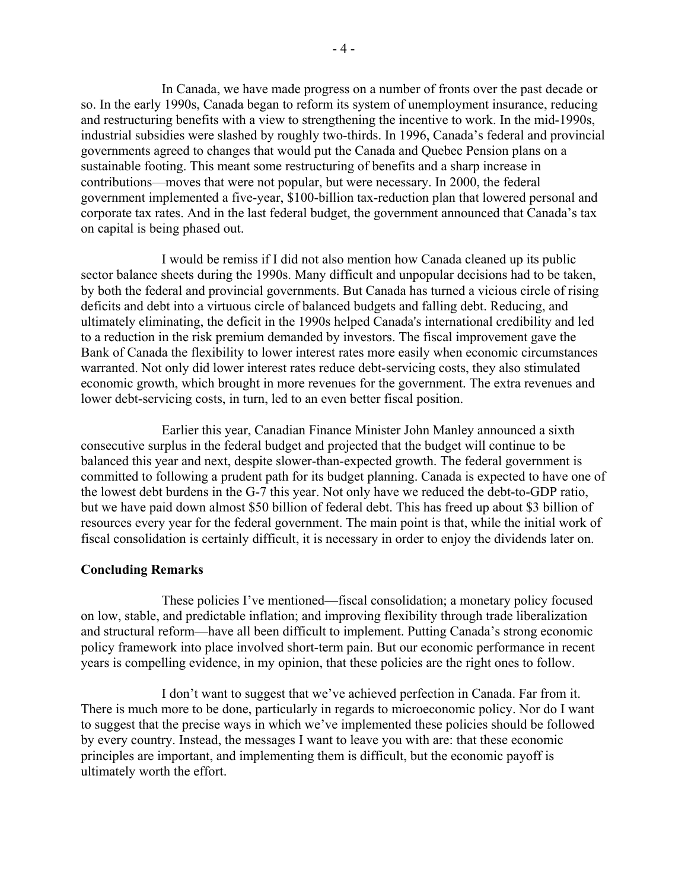In Canada, we have made progress on a number of fronts over the past decade or so. In the early 1990s, Canada began to reform its system of unemployment insurance, reducing and restructuring benefits with a view to strengthening the incentive to work. In the mid-1990s, industrial subsidies were slashed by roughly two-thirds. In 1996, Canada's federal and provincial governments agreed to changes that would put the Canada and Quebec Pension plans on a sustainable footing. This meant some restructuring of benefits and a sharp increase in contributions—moves that were not popular, but were necessary. In 2000, the federal government implemented a five-year, $100-billion tax-reduction plan that lowered personal and corporate tax rates. And in the last federal budget, the government announced that Canada's tax on capital is being phased out.

I would be remiss if I did not also mention how Canada cleaned up its public sector balance sheets during the 1990s. Many difficult and unpopular decisions had to be taken, by both the federal and provincial governments. But Canada has turned a vicious circle of rising deficits and debt into a virtuous circle of balanced budgets and falling debt. Reducing, and ultimately eliminating, the deficit in the 1990s helped Canada's international credibility and led to a reduction in the risk premium demanded by investors. The fiscal improvement gave the Bank of Canada the flexibility to lower interest rates more easily when economic circumstances warranted. Not only did lower interest rates reduce debt-servicing costs, they also stimulated economic growth, which brought in more revenues for the government. The extra revenues and lower debt-servicing costs, in turn, led to an even better fiscal position.

Earlier this year, Canadian Finance Minister John Manley announced a sixth consecutive surplus in the federal budget and projected that the budget will continue to be balanced this year and next, despite slower-than-expected growth. The federal government is committed to following a prudent path for its budget planning. Canada is expected to have one of the lowest debt burdens in the G-7 this year. Not only have we reduced the debt-to-GDP ratio, but we have paid down almost $50 billion of federal debt. This has freed up about $3 billion of resources every year for the federal government. The main point is that, while the initial work of fiscal consolidation is certainly difficult, it is necessary in order to enjoy the dividends later on.

**Concluding Remarks**

These policies I've mentioned—fiscal consolidation; a monetary policy focused on low, stable, and predictable inflation; and improving flexibility through trade liberalization and structural reform—have all been difficult to implement. Putting Canada's strong economic policy framework into place involved short-term pain. But our economic performance in recent years is compelling evidence, in my opinion, that these policies are the right ones to follow.

I don't want to suggest that we've achieved perfection in Canada. Far from it. There is much more to be done, particularly in regards to microeconomic policy. Nor do I want to suggest that the precise ways in which we've implemented these policies should be followed by every country. Instead, the messages I want to leave you with are: that these economic principles are important, and implementing them is difficult, but the economic payoff is ultimately worth the effort.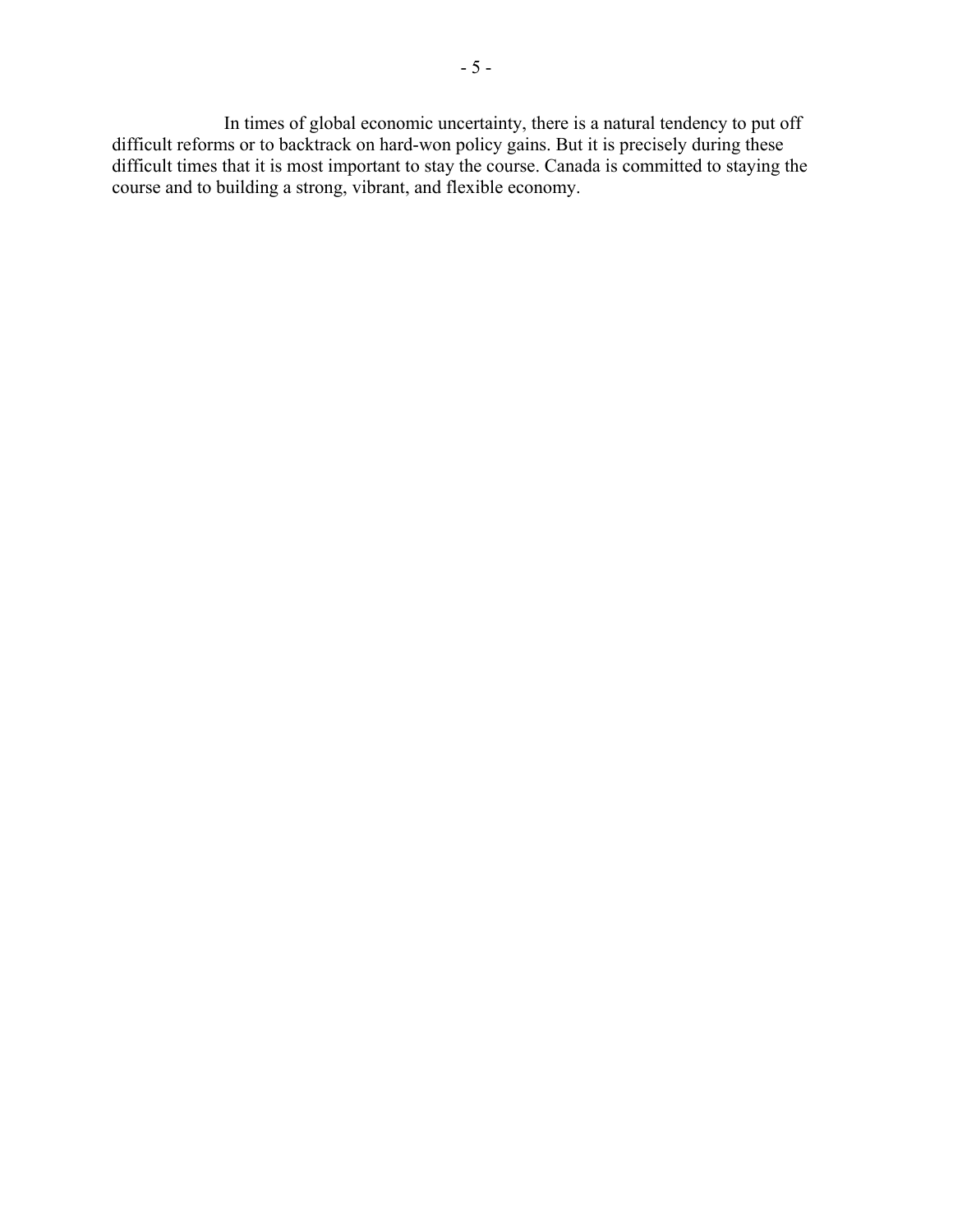In times of global economic uncertainty, there is a natural tendency to put off difficult reforms or to backtrack on hard-won policy gains. But it is precisely during these difficult times that it is most important to stay the course. Canada is committed to staying the course and to building a strong, vibrant, and flexible economy.